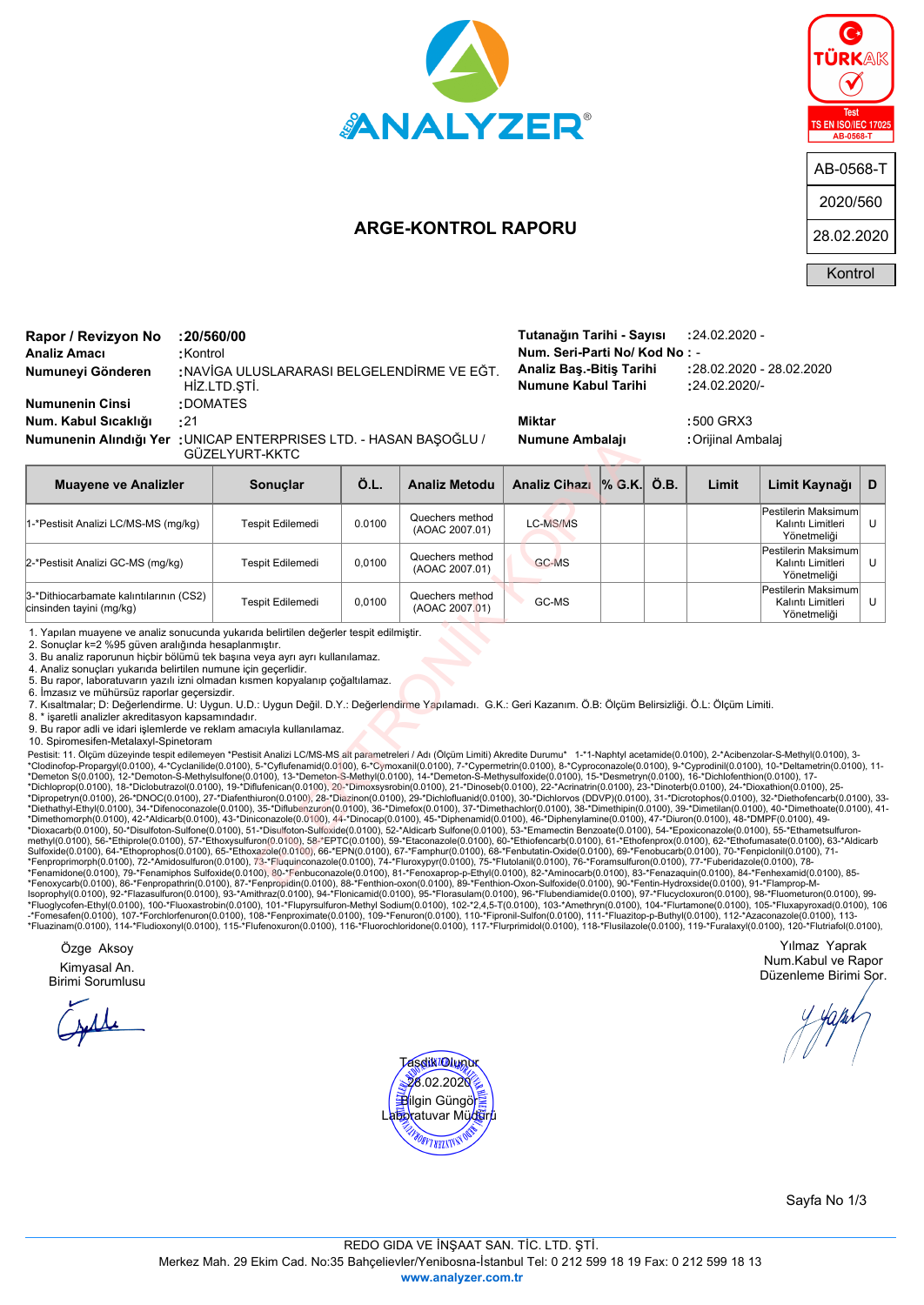ANALYZER®

TÜRKAK Test TS EN ISO/IEC 17025 AB-0568-T

| AB-0568-T |
|---|
| 2020/560 |
| 28.02.2020 |
| Kontrol |

# ARGE-KONTROL RAPORU

| | | | |
|---|---|---|---|
| **Rapor / Revizyon No** | **:20/560/00** | **Tutanağın Tarihi - Sayısı** | :24.02.2020 - |
| **Analiz Amacı** | :Kontrol | **Num. Seri-Parti No/ Kod No** | : - |
| **Numuneyi Gönderen** | :NAVİGA ULUSLARARASI BELGELENDİRME VE EĞT. HİZ.LTD.ŞTİ. | **Analiz Baş.-Bitiş Tarihi** | :28.02.2020 - 28.02.2020 |
| | | **Numune Kabul Tarihi** | :24.02.2020/- |
| **Numunenin Cinsi** | :DOMATES | | |
| **Num. Kabul Sıcaklığı** | :21 | **Miktar** | :500 GRX3 |
| **Numunenin Alındığı Yer** | :UNICAP ENTERPRISES LTD. - HASAN BAŞOĞLU / GÜZELYURT-KKTC | **Numune Ambalajı** | :Orijinal Ambalaj |

| Muayene ve Analizler | Sonuçlar | Ö.L. | Analiz Metodu | Analiz Cihazı | % G.K. | Ö.B. | Limit | Limit Kaynağı | D |
|---|---|---|---|---|---|---|---|---|---|
| 1-*Pestisit Analizi LC/MS-MS (mg/kg) | Tespit Edilemedi | 0.0100 | Quechers method (AOAC 2007.01) | LC-MS/MS | | | | Pestilerin Maksimum Kalıntı Limitleri Yönetmeliği | U |
| 2-*Pestisit Analizi GC-MS (mg/kg) | Tespit Edilemedi | 0,0100 | Quechers method (AOAC 2007.01) | GC-MS | | | | Pestilerin Maksimum Kalıntı Limitleri Yönetmeliği | U |
| 3-*Dithiocarbamate kalıntılarının (CS2) cinsinden tayini (mg/kg) | Tespit Edilemedi | 0,0100 | Quechers method (AOAC 2007.01) | GC-MS | | | | Pestilerin Maksimum Kalıntı Limitleri Yönetmeliği | U |

1. Yapılan muayene ve analiz sonucunda yukarıda belirtilen değerler tespit edilmiştir.
2. Sonuçlar k=2 %95 güven aralığında hesaplanmıştır.
3. Bu analiz raporunun hiçbir bölümü tek başına veya ayrı ayrı kullanılamaz.
4. Analiz sonuçları yukarıda belirtilen numune için geçerlidir.
5. Bu rapor, laboratuvarın yazılı izni olmadan kısmen kopyalanıp çoğaltılamaz.
6. İmzasız ve mühürsüz raporlar geçersizdir.
7. Kısaltmalar; D: Değerlendirme. U: Uygun. U.D.: Uygun Değil. D.Y.: Değerlendirme Yapılamadı. G.K.: Geri Kazanım. Ö.B: Ölçüm Belirsizliği. Ö.L: Ölçüm Limiti.
8. * işaretli analizler akreditasyon kapsamındadır.
9. Bu rapor adli ve idari işlemlerde ve reklam amacıyla kullanılamaz.
10. Spiromesifen-Metalaxyl-Spinetoram

Pestisit: 11. Ölçüm düzeyinde tespit edilemeyen *Pestisit Analizi LC/MS-MS alt parametreleri / Adı (Ölçüm Limiti) Akredite Durumu* 1-*1-Naphtyl acetamide(0.0100), 2-*Acibenzolar-S-Methyl(0.0100), 3-*Clodinofop-Propargyl(0.0100), 4-*Cyclanilide(0.0100), 5-*Cyflufenamid(0.0100), 6-*Cymoxanil(0.0100), 7-*Cypermetrin(0.0100), 8-*Cyproconazole(0.0100), 9-*Cyprodinil(0.0100), 10-*Deltametrin(0.0100), 11-*Demeton S(0.0100), 12-*Demoton-S-Methylsulfone(0.0100), 13-*Demeton-S-Methyl(0.0100), 14-*Demeton-S-Methysulfoxide(0.0100), 15-*Desmetryn(0.0100), 16-*Dichlofenthion(0.0100), 17-*Dichloprop(0.0100), 18-*Diclobutrazol(0.0100), 19-*Diflufenican(0.0100), 20-*Dimoxsystrobin(0.0100), 21-*Dinoseb(0.0100), 22-*Acrinatrin(0.0100), 23-*Dinoterb(0.0100), 24-*Dioxathion(0.0100), 25-*Dipropetryn(0.0100), 26-*DNOC(0.0100), 27-*Diafenthiuron(0.0100), 28-*Diazinon(0.0100), 29-*Dichlofluanid(0.0100), 30-*Dichlorvos (DDVP)(0.0100), 31-*Dicrotophos(0.0100), 32-*Diethofencarb(0.0100), 33-*Diethathyl-Ethyl(0.0100), 34-*Difenoconazole(0.0100), 35-*Diflubenzuron(0.0100), 36-*Dimefox(0.0100), 37-*Dimethachlor(0.0100), 38-*Dimethipin(0.0100), 39-*Dimetilan(0.0100), 40-*Dimethoate(0.0100), 41-*Dimethomorph(0.0100), 42-*Aldicarb(0.0100), 43-*Diniconazole(0.0100), 44-*Dinocap(0.0100), 45-*Diphenamid(0.0100), 46-*Diphenylamine(0.0100), 47-*Diuron(0.0100), 48-*DMPF(0.0100), 49-*Dioxacarb(0.0100), 50-*Disulfoton-Sulfone(0.0100), 51-*Disulfoton-Sulfoxide(0.0100), 52-*Aldicarb Sulfone(0.0100), 53-*Emamectin Benzoate(0.0100), 54-*Epoxiconazole(0.0100), 55-*Ethametsulfuron-methyl(0.0100), 56-*Ethiprole(0.0100), 57-*Ethoxysulfuron(0.0100), 58-*EPTC(0.0100), 59-*Etaconazole(0.0100), 60-*Ethiofencarb(0.0100), 61-*Ethofenprox(0.0100), 62-*Ethofumasate(0.0100), 63-*Aldicarb Sulfoxide(0.0100), 64-*Ethoprophos(0.0100), 65-*Ethoxazole(0.0100), 66-*EPN(0.0100), 67-*Famphur(0.0100), 68-*Fenbutatin-Oxide(0.0100), 69-*Fenobucarb(0.0100), 70-*Fenpiclonil(0.0100), 71-*Fenproprimorph(0.0100), 72-*Amidosulfuron(0.0100), 73-*Fluquinconazole(0.0100), 74-*Fluroxypyr(0.0100), 75-*Flutolanil(0.0100), 76-*Foramsulfuron(0.0100), 77-*Fuberidazole(0.0100), 78-*Fenamidone(0.0100), 79-*Fenamiphos Sulfoxide(0.0100), 80-*Fenbuconazole(0.0100), 81-*Fenoxaprop-p-Ethyl(0.0100), 82-*Aminocarb(0.0100), 83-*Fenazaquin(0.0100), 84-*Fenhexamid(0.0100), 85-*Fenoxycarb(0.0100), 86-*Fenpropathrin(0.0100), 87-*Fenpropidin(0.0100), 88-*Fenthion-oxon(0.0100), 89-*Fenthion-Oxon-Sulfoxide(0.0100), 90-*Fentin-Hydroxside(0.0100), 91-*Flamprop-M-Isoprophyl(0.0100), 92-*Flazasulfuron(0.0100), 93-*Amithraz(0.0100), 94-*Flonicamid(0.0100), 95-*Florasulam(0.0100), 96-*Flubendiamide(0.0100), 97-*Flucycloxuron(0.0100), 98-*Fluometuron(0.0100), 99-*Fluoglycofen-Ethyl(0.0100), 100-*Fluoxastrobin(0.0100), 101-*Flupyrsulfuron-Methyl Sodium(0.0100), 102-*2,4,5-T(0.0100), 103-*Amethryn(0.0100), 104-*Flurtamone(0.0100), 105-*Fluxapyroxad(0.0100), 106-*Fomesafen(0.0100), 107-*Forchlorfenuron(0.0100), 108-*Fenproximate(0.0100), 109-*Fenuron(0.0100), 110-*Fipronil-Sulfon(0.0100), 111-*Fluazitop-p-Buthyl(0.0100), 112-*Azaconazole(0.0100), 113-*Fluazinam(0.0100), 114-*Fludioxonyl(0.0100), 115-*Flufenoxuron(0.0100), 116-*Fluorochloridone(0.0100), 117-*Flurprimidol(0.0100), 118-*Flusilazole(0.0100), 119-*Furalaxyl(0.0100), 120-*Flutriafol(0.0100),

Özge Aksoy
Kimyasal An.
Birimi Sorumlusu

Yılmaz Yaprak
Num.Kabul ve Rapor
Düzenleme Birimi Sor.

Tasdik Olunur
28.02.2020
Bilgin Güngör
Laboratuvar Müdürü

REDO GIDA VE İNŞAAT SAN. TİC. LTD. ŞTİ.
Merkez Mah. 29 Ekim Cad. No:35 Bahçelievler/Yenibosna-İstanbul Tel: 0 212 599 18 19 Fax: 0 212 599 18 13
www.analyzer.com.tr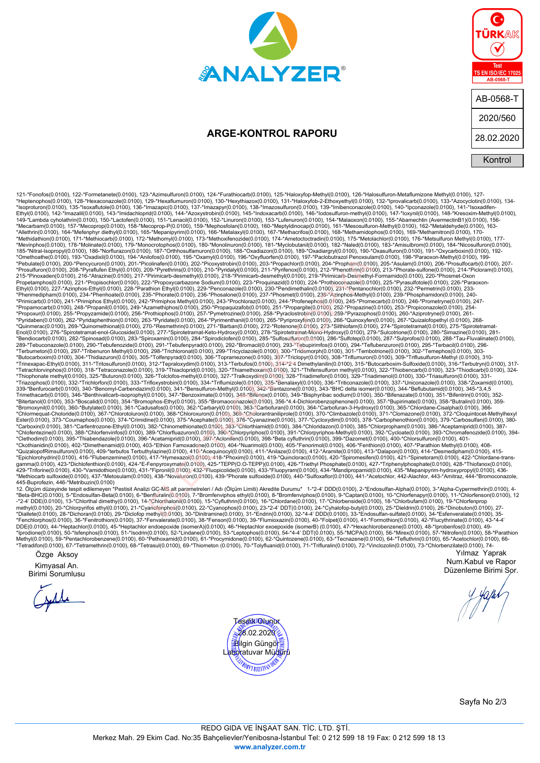# ARGE-KONTROL RAPORU

ANALYZER®

TÜRKAK Test TS EN ISO/IEC 17025 AB-0568-T

| AB-0568-T |
|---|
| 2020/560 |
| 28.02.2020 |
| Kontrol |

121-*Fonofos(0.0100), 122-*Formetanete(0.0100), 123-*Azimsulfuron(0.0100), 124-*Furathiocarb(0.0100), 125-*Haloxyfop-Methyl(0.0100), 126-*Halosulfuron-Metaflumizone Methyl(0.0100), 127-*Heptenophos(0.0100), 128-*Hexaconazole(0.0100), 129-*Hexaflumuron(0.0100), 130-*Hexythiazox(0.0100), 131-*Hexalyfob-2-Ethoxyethyl(0.0100), 132-*Iprovalicarb(0.0100), 133-*Azocyclotin(0.0100), 134-*Isoproturon(0.0100), 135-*Isoxaflutole(0.0100), 136-*Imazapic(0.0100), 137-*Imazapyr(0.0100), 138-*Imazosulfuron(0.0100), 139-*Imibenconazole(0.0100), 140-*Ipconazole(0.0100), 141-*Isoxadifen-Ethyl(0.0100), 142-*Imazalil(0.0100), 143-*Imidachloprid(0.0100), 144-*Azoxystrobin(0.0100), 145-*Indoxacarb(0.0100), 146-*Iodosulfuron-methyl(0.0100), 147-*Ioxynil(0.0100), 148-*Kresoxim-Methyl(0.0100), 149-*Lambda cyholathrin(0.0100), 150-*Lactofen(0.0100), 151-*Lenacil(0.0100), 152-*Linuron(0.0100), 153-*Lufenuron(0.0100), 154-*Malaoxon(0.0100), 155-*Abamechtin (AvermectinB1)(0.0100), 156-*Mecarbam(0.0100), 157-*Mecoprop(0.0100), 158-*Mecoprop-P(0.0100), 159-*Mephosfolan(0.0100), 160-*Meptyldinocap(0.0100), 161-*Mesosulfuron-Methyl(0.0100), 162-*Metaldehyde(0.0100), 163-*Allethrin(0.0100), 164-*Mefenphyr diethyl(0.0100), 165-*Mepanipyrim(0.0100), 166-*Metalaxyl(0.0100), 167-*Methacrifos(0.0100), 168-*Methamidophos(0.0100), 169-*Methamitron(0.0100), 170-*Methidathion(0.0100), 171-*Methiocarb(0.0100), 172-*Methomyl(0.0100), 173-*Methoxifenozide(0.0100), 174-*Ametoctoctradin(0.0100), 175-*Metolachlor(0.0100), 176-*Metsulfuron Methyl(0.0100), 177-*Mevinphos(0.0100), 178-*Molinate(0.0100), 179-*Monocrotophos(0.0100), 180-*Monolinuron(0.0100), 181-*Myclobutanil(0.0100), 182-*Naled(0.0100), 183-*Amisulbrom(0.0100), 184-*Nicosulfuron(0.0100), 185-*Nitral-Isopropyl(0.0100), 186-*Norflurazon(0.0100), 187-*Orthhosulfamuron(0.0100), 188-*Oxadiazon(0.0100), 189-*Oxadiargyl(0.0100), 190-*Oxasulfuron(0.0100), 191-*Oxycarboxin(0.0100), 192-*Omethoathe(0.0100), 193-*Oxadixil(0.0100), 194-*Anilofos(0.0100), 195-*Oxamyl(0.0100), 196-*Oxyfluorfen(0.0100), 197-*Paclobutrazol Penoxsulam(0.0100), 198-*Paraoxon-Methyl(0.0100), 199-*Pebulate(0.0100), 200-*Pencycuron(0.0100), 201-*Picolinafen(0.0100), 202-*Picoxystrobin(0.0100), 203-*Propachlor(0.0100), 204-*Propham(0.0100), 205-*Asulam(0.0100), 206-*Prosulfocarb(0.0100), 207-*Prosulfuron(0.0100), 208-*Pyraflufen Ethyl(0.0100), 209-*Pyrethrins(0.0100), 210-*Pyridalyl(0.0100), 211-*Pyrifenox(0.0100), 212-*Phenothrin(0.0100), 213-*Phorate-sulfone(0.0100), 214-*Picloram(0.0100), 215-*Pinoxaden(0.0100), 216-*Atrazine(0.0100), 217-*Pirimicarb-desmethyl(0.0100), 218-*Pirimicarb-desmethyl(0.0100), 219-*Pirimicarb-Desmethyl-Formamido(0.0100), 220-*Phosmet-Oxon Propetamphos(0.0100), 221-*Propisochlor(0.0100), 222-*Propoxycarbazone Sodium(0.0100), 223-*Proquinazid(0.0100), 224-*Prothioconazole(0.0100), 225-*Pyrasulfotole(0.0100), 226-*Paraoxon-Ethyl(0.0100), 227-*Azinphos-Ethyl(0.0100), 228-*Parathion Ethyl(0.0100), 229-*Penconazole(0.0100), 230-*Pendimethalin(0.0100), 231-*Pentanochlor(0.0100), 232-*Permetrin(0.0100), 233-*Phenmedipham(0.0100), 234-*Phenthoate(0.0100), 235-*Phorate(0.0100), 236-*Phosalone(0.0100), 237-*Phosmet(0.0100), 238-*Azinphos-Methyl(0.0100), 239-*Phosphamidon(0.0100), 240-*Primicarb(0.0100), 241-*Primiphos Ethyl(0.0100), 242-*Pirimiphos Methyl(0.0100), 243-*Prochloraz(0.0100), 244-*Profenephos(0.0100), 245-*Promecarb(0.0100), 246-*Prometryne(0.0100), 247-*Propamocarb(0.0100), 248-*Propanil(0.0100), 249-*Azamethiphos(0.0100), 250-*Propaquizafob(0.0100), 251-*Propargite(0.0100), 252-*Propazine(0.0100), 253-*Propiconazole(0.0100), 254-*Propoxur(0.0100), 255-*Propyzamide(0.0100), 256-*Prothiophos(0.0100), 257-*Pymetrozine(0.0100), 258-*Pyraclostrobin(0.0100), 259-*Pyrazophos(0.0100), 260-*Aziprotryne(0.0100), 261-*Pyridaben(0.0100), 262-*Pyridaphenthion(0.0100), 263-*Pyridate(0.0100), 264-*Pyrimenthanil(0.0100), 265-*Pyriproxyfen(0.0100), 266-*Quinoxyfen(0.0100), 267-*Quizalofopethyl (0.0100), 268-*Quinmerac(0.0100), 269-*Quinomethionat(0.0100), 270-*Resmethrin(0.0100), 271-*Barban(0.0100), 272-*Rotenone(0.0100), 273-*Silthiofam(0.0100), 274-*Spirotetramat(0.0100), 275-*Spirotetramat-Enol(0.0100), 276-*Spirotetramat-enol-Glucoside(0.0100), 277-*Spirotetramat-Keto-Hydroxy(0.0100), 278-*Spirotetramat-Mono-Hydroxy(0.0100), 279-*Sulcotrione(0.0100), 280-*Simazine(0.0100), 281-*Bendiocarb(0.0100), 282-*Spinosad(0.0100), 283-*Spiroxamin(0.0100), 284-*Spirodiclofen(0.0100), 285-*Sulfosulfuron(0.0100), 286-*Sulfotep(0.0100), 287-*Sulprofos(0.0100), 288-*Tau-Fluvalinate(0.0100), 289-*Tebuconazole(0.0100), 290-*Tebufenozide(0.0100), 291-*Tebufenpyrad(0.0100), 292-*Bromacil(0.0100), 293-*Tebupirimfos(0.0100), 294-*Teflubenzuron(0.0100), 295-*Terbacil(0.0100), 296-*Terbumeton(0.0100), 297-*Tribenuron Methyl(0.0100), 298-*Trichloronat(0.0100), 299-*Tricyclazole(0.0100), 300-*Tridemorph(0.0100), 301-*Tembotrione(0.0100), 302-*Temephos(0.0100), 303-*Butocarboxim(0.0100), 304-*Thidiazuron(0.0100), 305-*Tolfenpyrad(0.0100), 306-*Topramezone(0.0100), 307-*Triclopyr(0.0100), 308-*Triflumuron(0.0100), 309-*Triflusulfuron-Methyl (0.0100), 310-*Trinexapac-Ethyl(0.0100), 311-*Tritosulfuron(0.0100), 312-*Tepraloxydim(0.0100), 313-*Terbufos(0.0100), 314-*2 4 Dimethylanilin(0.0100), 315-*Butocarboxim-Sulfoxide(0.0100), 316-*Terbutryn(0.0100), 317-*Tetrachlorvinphos(0.0100), 318-*Tetraconazole(0.0100), 319-*Thiacloprid(0.0100), 320-*Thiamethoxam(0.0100), 321-*Thifensulfuron methyl(0.0100), 322-*Thiobencarb(0.0100), 323-*Thiodicarb(0.0100), 324-*Thiophonate methyl(0.0100), 325-*Buturon(0.0100), 326-*Tolclofos-methyl(0.0100), 327-*Tralkoxydim(0.0100), 328-*Triadimefon(0.0100), 329-*Triadimenol(0.0100), 330-*Triasulfuron(0.0100), 331-*Triazophos(0.0100), 332-*Trichlorfon(0.0100), 333-*Trifloxystrobin(0.0100), 334-*Triflumizole(0.0100), 335-*Benalaxyl(0.0100), 336-*Triticonazole(0.0100), 337-*Uniconazole(0.0100), 338-*Zoxamid(0.0100), 339-*Benfurocarb(0.0100), 340-*Benomyl-Carbendazim(0.0100), 341-*Bensulfuron-Methyl(0.0100), 342-*Bentazone(0.0100), 343-*BHC delta isomer(0.0100), 344-*Beflubutamid(0.0100), 345-*3,4,5 Trimethacarb(0.0100), 346-*Benthiavalicarb-isoprophyl(0.0100), 347-*Benzoximate(0.0100), 348-*Bifenox(0.0100), 349-*Bisphyribac sodium(0.0100), 350-*Bifenazate(0.0100), 351-*Bifentrin(0.0100), 352-*Bitertanol(0.0100), 353-*Boscalid(0.0100), 354-*Bromophos-Ethy(0.0100), 355-*Bromaoconazole(0.0100), 356-*4.4-Dichlorobenzophenone(0.0100), 357-*Bupirimate(0.0100), 358-*Butralin(0.0100), 359-*Bromoxynil(0.0100), 360-*Butylate(0.0100), 361-*Cadusafos(0.0100), 362-*Carbaryl(0.0100), 363-*Carbofuran(0.0100), 364-*Carbofuran-3-Hydroxy(0.0100), 365-*Chlordane-Cisalpha(0.0100), 366-*Chlormequat-Choloride(0.0100), 367-*Chlorotoluron(0.0100), 368-*Chloroxuron(0.0100), 369-*Cholorantraniliprole(0.0100), 370-*Climbazole(0.0100), 371-*Clomazone(0.0100), 372-*Cloquintocet-Methylhexyl Ester(0.0100), 373-*Coumaphos(0.0100), 374-*Crimidine(0.0100), 375-*Acephate(0.0100), 376-*Cyanazine(0.0100), 377-*Cycloxydim(0.0100), 378-*Carbophenothion(0.0100), 379-*Carbosulfan(0.0100), 380-*Carboxin(0.0100), 381-*Carfentrozone-Ethyl(0.0100), 382-*Chinomethionate(0.0100), 383-*Chlorthiamid(0.0100), 384-*Chloridazon(0.0100), 385-*Chlorpropham(0.0100), 386-*Aceptamiprid(0.0100), 387-*Chlofentezine(0.0100), 388-*Chlorfenvinfos(0.0100), 389-*Chlorfluazuron(0.0100), 390-*Chlorpyriphos(0.0100), 391-*Chlorpyriphos-Methyl(0.0100), 392-*Cycloate(0.0100), 393-*Chromafenozide(0.0100), 394-*Clethodim(0.0100), 395-*Thiabendazole(0.0100), 396-*Acetamiprid(0.0100), 397-*Aclonifen(0.0100), 398-*Beta cyfluthrin(0.0100), 399-*Dazomet(0.0100), 400-*Chlorsulfuron(0.0100), 401-*Ckothianidin(0.0100), 402-*Dimethenamid(0.0100), 403-*Ethion Famoxadone(0.0100), 404-*Nuarimol(0.0100), 405-*Fenorimol(0.0100), 406-*Fenthion(0.0100), 407-*Parathion Methyl(0.0100), 408-*QuizalopofRimsulfuron(0.0100), 409-*terbufos Terbuthylazine(0.0100), 410-*Acequinocyl(0.0100), 411-*Anilaze(0.0100), 412-*Aramite(0.0100), 413-*Dalapon(0.0100), 414-*Desmedipham(0.0100), 415-*Epichlorohydrin(0.0100), 416-*Flubenzemine(0.0100), 417-*Hymexazol(0.0100), 418-*Phoxim(0.0100), 419-*Quinclorac(0.0100), 420-*Spiromesifen(0.0100), 421-*Spinetoram(0.0100), 422-*Chlordane-trans-gamma(0.0100), 423-*Dichlofenthion(0.0100), 424-*E-Fenpyroxymate(0.0100), 425-*TEPP(O.O-TEPP)(0.0100), 426-*Triethyl Phosphate(0.0100), 427-*Triphenylphosphate(0.0100), 428-*Thiofanox(0.0100), 429-*Triforine(0.0100), 430-*Vamidothion(0.0100), 431-*Fipronil(0.0100), 432-*Fluopicolide(0.0100), 433-*Fluopyram(0.0100), 434-*Mandipropamid(0.0100), 435-*Mepanipyrim-hydroxypropyl(0.0100), 436-*Methiocarb sulfoxide(0.0100), 437-*Metosulam(0.0100), 438-*Novaluron(0.0100), 439-*Phorate sulfoxide(0.0100), 440-*Sulfoxaflor(0.0100), 441-*Acetochlor, 442-Alachlor, 443-*Amitraz, 444-*Bromoconazole, 445-Buprofezin, 446-*Metribuzin(0.0100)

12\. Ölçüm düzeyinde tespit edilemeyen *Pestisit Analizi GC-MS alt parametreleri / Adı (Ölçüm Limiti) Akredite Durumu* 1-*2-4' DDD(0.0100), 2-*Endosulfan-Alpha(0.0100), 3-*Alpha-Cypermethrin(0.0100), 4-*Beta-BHC(0.0100), 5-*Endosulfan-Beta(0.0100), 6-*Benfluralin(0.0100), 7-*Bromfenviphos ethyl(0.0100), 8-*Bromfenviphos(0.0100), 9-*Captan(0.0100), 10-*Chlorfenapyr(0.0100), 11-*Chlorfenson(0.0100), 12-*2-4' DDE(0.0100), 13-*Chlorthal dimethy(0.0100), 14-*Chlorthalonil(0.0100), 15-*Cyfluthrin(0.0100), 16-*Chlordane(0.0100), 17-*Chlorbenside(0.0100), 18-*Chlorbufam(0.0100), 19-*Chlorfenprop methyl(0.0100), 20-*Chlorpyrifos ethyl(0.0100), 21-*Cyanofenphos(0.0100), 22-*Cyanophos(0.0100), 23-*2-4' DDT(0.0100), 24-*Cyhalofop-butyl(0.0100), 25-*Dieldrin(0.0100), 26-*Dinobuton(0.0100), 27-*Diallete(0.0100), 28-*Dichoran(0.0100), 29-*Diclofop methyl(0.0100), 30-*Dinitramine(0.0100), 31-*Endrin(0.0100), 32-*4-4' DDD(0.0100), 33-*Endosulfan-sulfate(0.0100), 34-*Esfenveralate(0.0100), 35-*Fenchlorphos(0.0100), 36-*Fenitrothion(0.0100), 37-*Fenvalerate(0.0100), 38-*Fenson(0.0100), 39-*Flumioxazin(0.0100), 40-*Folpet(0.0100), 41-*Formothion(0.0100), 42-*Flucythrinate(0.0100), 43-*4-4' DDE(0.0100), 44-*Heptachlor(0.0100), 45-*Heptachlor endoepoxide (isomerA)(0.0100), 46-*Heptachlor exoepoxide (isomerB) (0.0100), 47-*Hexachlorobenzene(0.0100), 48-*Iprobenfos(0.0100), 49-*Iprodione(0.0100), 50-*Isfenphos(0.0100), 51-*Isodrin(0.0100), 52-*Lindane(0.0100), 53-*Leptophos(0.0100), 54-*4-4' DDT(0.0100), 55-*MCPA(0.0100), 56-*Mirex(0.0100), 57-*Nitrofen(0.0100), 58-*Parathion Methyl(0.0100), 59-*Pentachlorobenzene(0.0100), 60-*Pethoxamid(0.0100), 61-*Procymidone(0.0100), 62-*Quintozene(0.0100), 63-*Tecnazene(0.0100), 64-*Tefluthrin(0.0100), 65-*Acetochlor(0.0100), 66-*Tetradifon(0.0100), 67-*Tetramethrin(0.0100), 68-*Tetrasul(0.0100), 69-*Thiometon (0.0100), 70-*Tolyfluanid(0.0100), 71-*Trifluralin(0.0100), 72-*Vinclozolin(0.0100), 73-*Chlorbenzilate(0.0100), 74-

Özge Aksoy
Kimyasal An.
Birimi Sorumlusu

Yılmaz Yaprak
Num.Kabul ve Rapor
Düzenleme Birimi Sor.

Tasdik Olunur
28.02.2020
Bilgin Güngör
Laboratuvar Müdürü

REDO GIDA VE İNŞAAT SAN. TİC. LTD. ŞTİ.
Merkez Mah. 29 Ekim Cad. No:35 Bahçelievler/Yenibosna-İstanbul Tel: 0 212 599 18 19 Fax: 0 212 599 18 13
www.analyzer.com.tr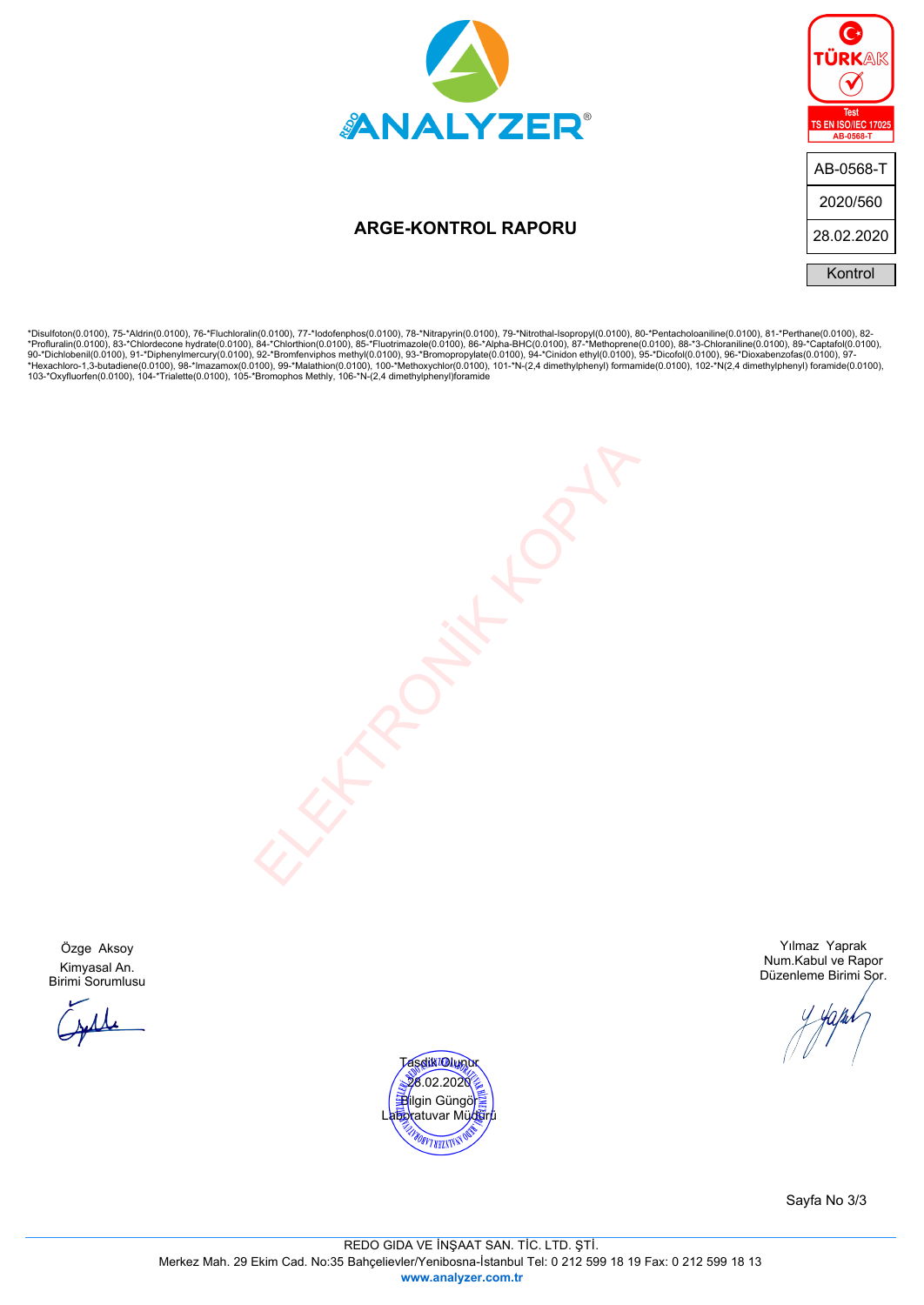# ARGE-KONTROL RAPORU

| |
|---|
| AB-0568-T |
| 2020/560 |
| 28.02.2020 |
| Kontrol |

*Disulfoton(0.0100), 75-*Aldrin(0.0100), 76-*Fluchloralin(0.0100), 77-*Iodofenphos(0.0100), 78-*Nitrapyrin(0.0100), 79-*Nitrothal-Isopropyl(0.0100), 80-*Pentacholoaniline(0.0100), 81-*Perthane(0.0100), 82-*Profluralin(0.0100), 83-*Chlordecone hydrate(0.0100), 84-*Chlorthion(0.0100), 85-*Fluotrimazole(0.0100), 86-*Alpha-BHC(0.0100), 87-*Methoprene(0.0100), 88-*3-Chloraniline(0.0100), 89-*Captafol(0.0100), 90-*Dichlobenil(0.0100), 91-*Diphenylmercury(0.0100), 92-*Bromfenviphos methyl(0.0100), 93-*Bromopropylate(0.0100), 94-*Cinidon ethyl(0.0100), 95-*Dicofol(0.0100), 96-*Dioxabenzofas(0.0100), 97-*Hexachloro-1,3-butadiene(0.0100), 98-*Imazamox(0.0100), 99-*Malathion(0.0100), 100-*Methoxychlor(0.0100), 101-*N-(2,4 dimethylphenyl) formamide(0.0100), 102-*N(2,4 dimethylphenyl) foramide(0.0100), 103-*Oxyfluorfen(0.0100), 104-*Trialette(0.0100), 105-*Bromophos Methly, 106-*N-(2,4 dimethylphenyl)foramide

ELEKTRONİK KOPYA

Özge Aksoy
Kimyasal An.
Birimi Sorumlusu

Yılmaz Yaprak
Num.Kabul ve Rapor
Düzenleme Birimi Sor.

Tasdik Olunur
28.02.2020
Bilgin Güngör
Laboratuvar Müdürü

REDO GIDA VE İNŞAAT SAN. TİC. LTD. ŞTİ.
Merkez Mah. 29 Ekim Cad. No:35 Bahçelievler/Yenibosna-İstanbul Tel: 0 212 599 18 19 Fax: 0 212 599 18 13
www.analyzer.com.tr